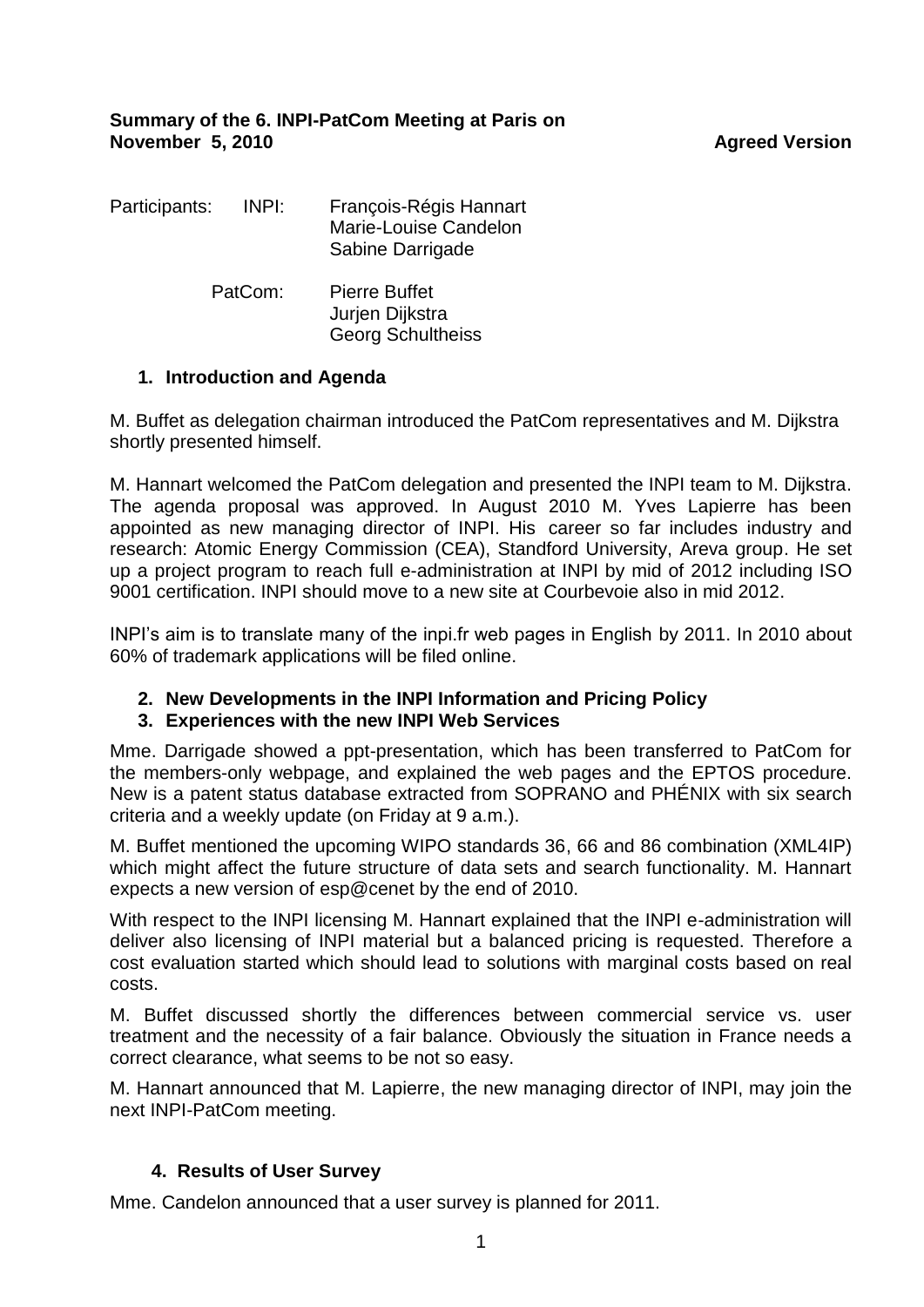**Summary of the 6. INPI-PatCom Meeting at Paris on November 5, 2010** **Agreed Version**

Participants:

- INPI: François-Régis Hannart, Marie-Louise Candelon, Sabine Darrigade
- PatCom: Pierre Buffet, Jurjen Dijkstra, Georg Schultheiss

## 1. Introduction and Agenda

M. Buffet as delegation chairman introduced the PatCom representatives and M. Dijkstra shortly presented himself.

M. Hannart welcomed the PatCom delegation and presented the INPI team to M. Dijkstra. The agenda proposal was approved. In August 2010 M. Yves Lapierre has been appointed as new managing director of INPI. His career so far includes industry and research: Atomic Energy Commission (CEA), Standford University, Areva group. He set up a project program to reach full e-administration at INPI by mid of 2012 including ISO 9001 certification. INPI should move to a new site at Courbevoie also in mid 2012.

INPI's aim is to translate many of the inpi.fr web pages in English by 2011. In 2010 about 60% of trademark applications will be filed online.

## 2. New Developments in the INPI Information and Pricing Policy

## 3. Experiences with the new INPI Web Services

Mme. Darrigade showed a ppt-presentation, which has been transferred to PatCom for the members-only webpage, and explained the web pages and the EPTOS procedure. New is a patent status database extracted from SOPRANO and PHÉNIX with six search criteria and a weekly update (on Friday at 9 a.m.).

M. Buffet mentioned the upcoming WIPO standards 36, 66 and 86 combination (XML4IP) which might affect the future structure of data sets and search functionality. M. Hannart expects a new version of esp@cenet by the end of 2010.

With respect to the INPI licensing M. Hannart explained that the INPI e-administration will deliver also licensing of INPI material but a balanced pricing is requested. Therefore a cost evaluation started which should lead to solutions with marginal costs based on real costs.

M. Buffet discussed shortly the differences between commercial service vs. user treatment and the necessity of a fair balance. Obviously the situation in France needs a correct clearance, what seems to be not so easy.

M. Hannart announced that M. Lapierre, the new managing director of INPI, may join the next INPI-PatCom meeting.

## 4. Results of User Survey

Mme. Candelon announced that a user survey is planned for 2011.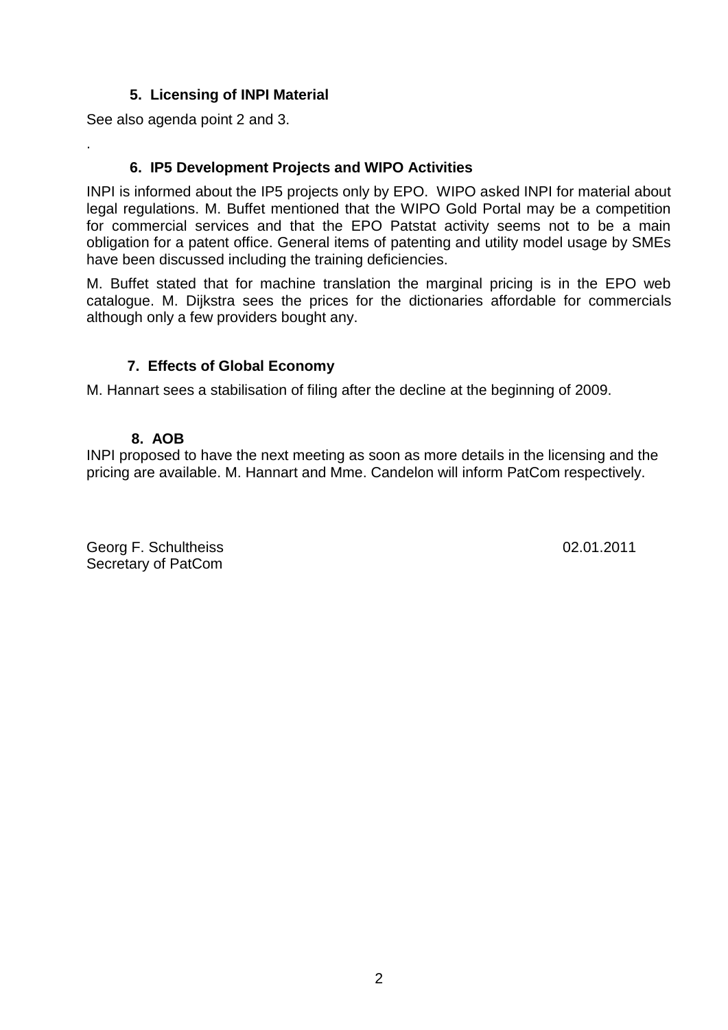### 5. Licensing of INPI Material

See also agenda point 2 and 3.

.

### 6. IP5 Development Projects and WIPO Activities

INPI is informed about the IP5 projects only by EPO. WIPO asked INPI for material about legal regulations. M. Buffet mentioned that the WIPO Gold Portal may be a competition for commercial services and that the EPO Patstat activity seems not to be a main obligation for a patent office. General items of patenting and utility model usage by SMEs have been discussed including the training deficiencies.

M. Buffet stated that for machine translation the marginal pricing is in the EPO web catalogue. M. Dijkstra sees the prices for the dictionaries affordable for commercials although only a few providers bought any.

### 7. Effects of Global Economy

M. Hannart sees a stabilisation of filing after the decline at the beginning of 2009.

### 8. AOB

INPI proposed to have the next meeting as soon as more details in the licensing and the pricing are available. M. Hannart and Mme. Candelon will inform PatCom respectively.

Georg F. Schultheiss
Secretary of PatCom

02.01.2011